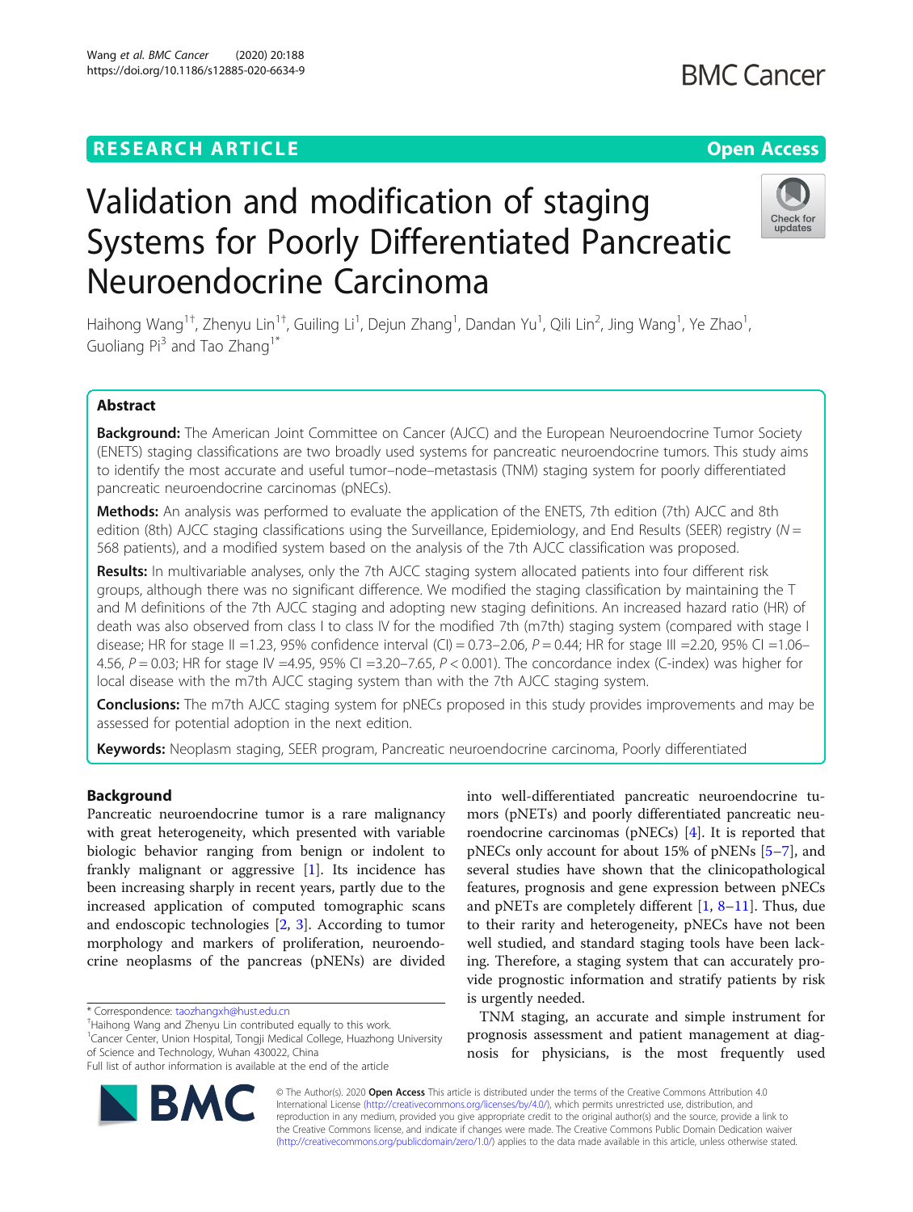RESEARCH ARTICLE

Open Access

# Validation and modification of staging Systems for Poorly Differentiated Pancreatic Neuroendocrine Carcinoma

Haihong Wang[1†], Zhenyu Lin[1†], Guiling Li[1], Dejun Zhang[1], Dandan Yu[1], Qili Lin[2], Jing Wang[1], Ye Zhao[1], Guoliang Pi[3] and Tao Zhang[1*]

## Abstract

**Background:** The American Joint Committee on Cancer (AJCC) and the European Neuroendocrine Tumor Society (ENETS) staging classifications are two broadly used systems for pancreatic neuroendocrine tumors. This study aims to identify the most accurate and useful tumor–node–metastasis (TNM) staging system for poorly differentiated pancreatic neuroendocrine carcinomas (pNECs).

**Methods:** An analysis was performed to evaluate the application of the ENETS, 7th edition (7th) AJCC and 8th edition (8th) AJCC staging classifications using the Surveillance, Epidemiology, and End Results (SEER) registry ($N = 568$ patients), and a modified system based on the analysis of the 7th AJCC classification was proposed.

**Results:** In multivariable analyses, only the 7th AJCC staging system allocated patients into four different risk groups, although there was no significant difference. We modified the staging classification by maintaining the T and M definitions of the 7th AJCC staging and adopting new staging definitions. An increased hazard ratio (HR) of death was also observed from class I to class IV for the modified 7th (m7th) staging system (compared with stage I disease; HR for stage II =1.23, 95% confidence interval (CI) = 0.73–2.06, $P = 0.44$; HR for stage III =2.20, 95% CI =1.06–4.56, $P = 0.03$; HR for stage IV =4.95, 95% CI =3.20–7.65, $P < 0.001$). The concordance index (C-index) was higher for local disease with the m7th AJCC staging system than with the 7th AJCC staging system.

**Conclusions:** The m7th AJCC staging system for pNECs proposed in this study provides improvements and may be assessed for potential adoption in the next edition.

**Keywords:** Neoplasm staging, SEER program, Pancreatic neuroendocrine carcinoma, Poorly differentiated

## Background

Pancreatic neuroendocrine tumor is a rare malignancy with great heterogeneity, which presented with variable biologic behavior ranging from benign or indolent to frankly malignant or aggressive [1]. Its incidence has been increasing sharply in recent years, partly due to the increased application of computed tomographic scans and endoscopic technologies [2, 3]. According to tumor morphology and markers of proliferation, neuroendocrine neoplasms of the pancreas (pNENs) are divided into well-differentiated pancreatic neuroendocrine tumors (pNETs) and poorly differentiated pancreatic neuroendocrine carcinomas (pNECs) [4]. It is reported that pNECs only account for about 15% of pNENs [5–7], and several studies have shown that the clinicopathological features, prognosis and gene expression between pNECs and pNETs are completely different [1, 8–11]. Thus, due to their rarity and heterogeneity, pNECs have not been well studied, and standard staging tools have been lacking. Therefore, a staging system that can accurately provide prognostic information and stratify patients by risk is urgently needed.

TNM staging, an accurate and simple instrument for prognosis assessment and patient management at diagnosis for physicians, is the most frequently used

* Correspondence: taozhangxh@hust.edu.cn
†Haihong Wang and Zhenyu Lin contributed equally to this work.
[1]Cancer Center, Union Hospital, Tongji Medical College, Huazhong University of Science and Technology, Wuhan 430022, China
Full list of author information is available at the end of the article

© The Author(s). 2020 **Open Access** This article is distributed under the terms of the Creative Commons Attribution 4.0 International License (http://creativecommons.org/licenses/by/4.0/), which permits unrestricted use, distribution, and reproduction in any medium, provided you give appropriate credit to the original author(s) and the source, provide a link to the Creative Commons license, and indicate if changes were made. The Creative Commons Public Domain Dedication waiver (http://creativecommons.org/publicdomain/zero/1.0/) applies to the data made available in this article, unless otherwise stated.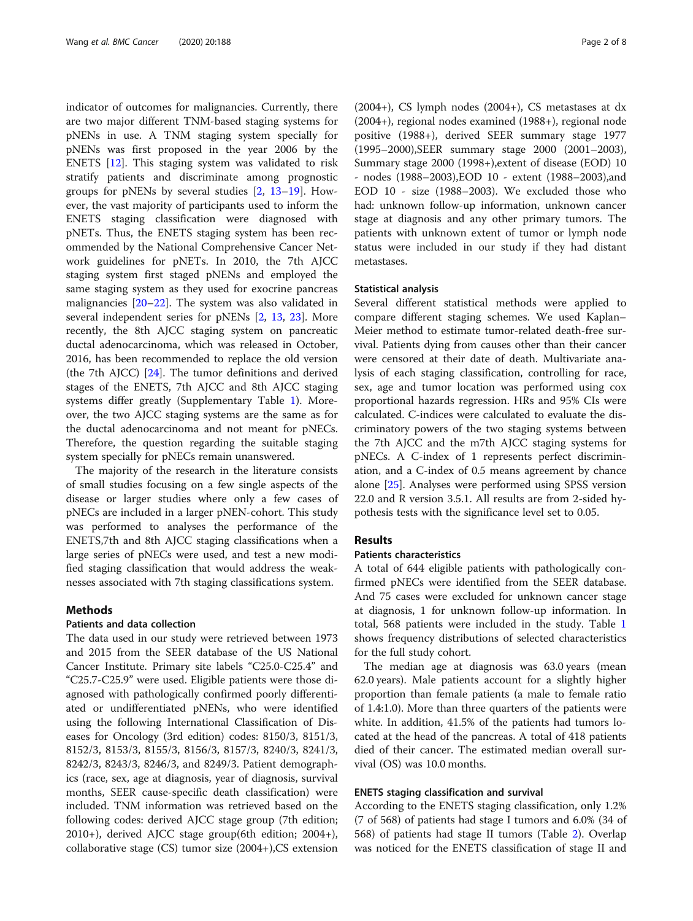indicator of outcomes for malignancies. Currently, there are two major different TNM-based staging systems for pNENs in use. A TNM staging system specially for pNENs was first proposed in the year 2006 by the ENETS [12]. This staging system was validated to risk stratify patients and discriminate among prognostic groups for pNENs by several studies [2, 13–19]. However, the vast majority of participants used to inform the ENETS staging classification were diagnosed with pNETs. Thus, the ENETS staging system has been recommended by the National Comprehensive Cancer Network guidelines for pNETs. In 2010, the 7th AJCC staging system first staged pNENs and employed the same staging system as they used for exocrine pancreas malignancies [20–22]. The system was also validated in several independent series for pNENs [2, 13, 23]. More recently, the 8th AJCC staging system on pancreatic ductal adenocarcinoma, which was released in October, 2016, has been recommended to replace the old version (the 7th AJCC) [24]. The tumor definitions and derived stages of the ENETS, 7th AJCC and 8th AJCC staging systems differ greatly (Supplementary Table 1). Moreover, the two AJCC staging systems are the same as for the ductal adenocarcinoma and not meant for pNECs. Therefore, the question regarding the suitable staging system specially for pNECs remain unanswered.

The majority of the research in the literature consists of small studies focusing on a few single aspects of the disease or larger studies where only a few cases of pNECs are included in a larger pNEN-cohort. This study was performed to analyses the performance of the ENETS,7th and 8th AJCC staging classifications when a large series of pNECs were used, and test a new modified staging classification that would address the weaknesses associated with 7th staging classifications system.

## Methods

### Patients and data collection

The data used in our study were retrieved between 1973 and 2015 from the SEER database of the US National Cancer Institute. Primary site labels "C25.0-C25.4" and "C25.7-C25.9" were used. Eligible patients were those diagnosed with pathologically confirmed poorly differentiated or undifferentiated pNENs, who were identified using the following International Classification of Diseases for Oncology (3rd edition) codes: 8150/3, 8151/3, 8152/3, 8153/3, 8155/3, 8156/3, 8157/3, 8240/3, 8241/3, 8242/3, 8243/3, 8246/3, and 8249/3. Patient demographics (race, sex, age at diagnosis, year of diagnosis, survival months, SEER cause-specific death classification) were included. TNM information was retrieved based on the following codes: derived AJCC stage group (7th edition; 2010+), derived AJCC stage group(6th edition; 2004+), collaborative stage (CS) tumor size (2004+),CS extension (2004+), CS lymph nodes (2004+), CS metastases at dx (2004+), regional nodes examined (1988+), regional node positive (1988+), derived SEER summary stage 1977 (1995–2000),SEER summary stage 2000 (2001–2003), Summary stage 2000 (1998+),extent of disease (EOD) 10 - nodes (1988–2003),EOD 10 - extent (1988–2003),and EOD 10 - size (1988–2003). We excluded those who had: unknown follow-up information, unknown cancer stage at diagnosis and any other primary tumors. The patients with unknown extent of tumor or lymph node status were included in our study if they had distant metastases.

### Statistical analysis

Several different statistical methods were applied to compare different staging schemes. We used Kaplan–Meier method to estimate tumor-related death-free survival. Patients dying from causes other than their cancer were censored at their date of death. Multivariate analysis of each staging classification, controlling for race, sex, age and tumor location was performed using cox proportional hazards regression. HRs and 95% CIs were calculated. C-indices were calculated to evaluate the discriminatory powers of the two staging systems between the 7th AJCC and the m7th AJCC staging systems for pNECs. A C-index of 1 represents perfect discrimination, and a C-index of 0.5 means agreement by chance alone [25]. Analyses were performed using SPSS version 22.0 and R version 3.5.1. All results are from 2-sided hypothesis tests with the significance level set to 0.05.

## Results

### Patients characteristics

A total of 644 eligible patients with pathologically confirmed pNECs were identified from the SEER database. And 75 cases were excluded for unknown cancer stage at diagnosis, 1 for unknown follow-up information. In total, 568 patients were included in the study. Table 1 shows frequency distributions of selected characteristics for the full study cohort.

The median age at diagnosis was 63.0 years (mean 62.0 years). Male patients account for a slightly higher proportion than female patients (a male to female ratio of 1.4:1.0). More than three quarters of the patients were white. In addition, 41.5% of the patients had tumors located at the head of the pancreas. A total of 418 patients died of their cancer. The estimated median overall survival (OS) was 10.0 months.

### ENETS staging classification and survival

According to the ENETS staging classification, only 1.2% (7 of 568) of patients had stage I tumors and 6.0% (34 of 568) of patients had stage II tumors (Table 2). Overlap was noticed for the ENETS classification of stage II and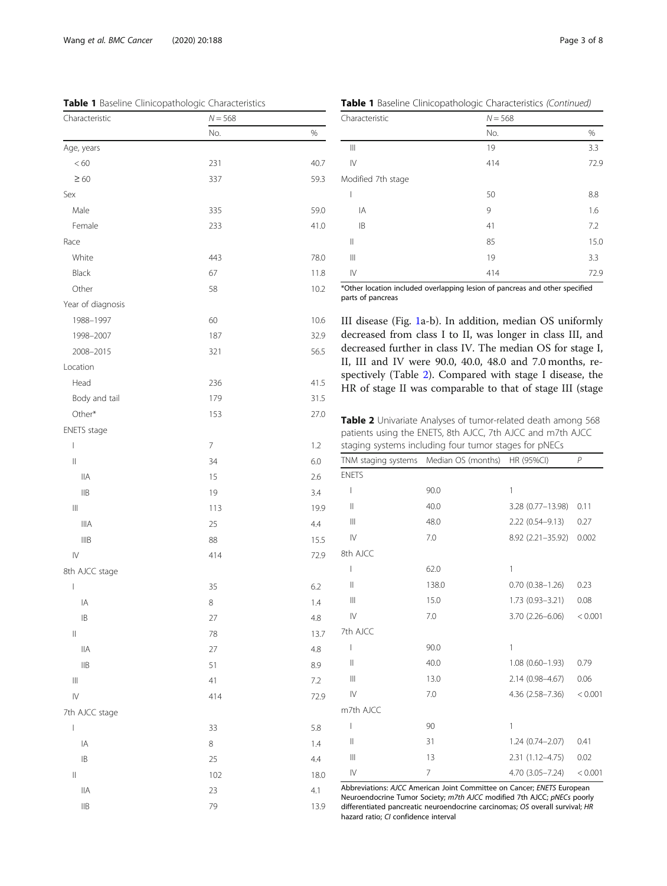**Table 1** Baseline Clinicopathologic Characteristics

| Characteristic | N = 568 | |
|---|---|---|
| | No. | % |
| Age, years | | |
| < 60 | 231 | 40.7 |
| ≥ 60 | 337 | 59.3 |
| Sex | | |
| Male | 335 | 59.0 |
| Female | 233 | 41.0 |
| Race | | |
| White | 443 | 78.0 |
| Black | 67 | 11.8 |
| Other | 58 | 10.2 |
| Year of diagnosis | | |
| 1988–1997 | 60 | 10.6 |
| 1998–2007 | 187 | 32.9 |
| 2008–2015 | 321 | 56.5 |
| Location | | |
| Head | 236 | 41.5 |
| Body and tail | 179 | 31.5 |
| Other* | 153 | 27.0 |
| ENETS stage | | |
| I | 7 | 1.2 |
| II | 34 | 6.0 |
| IIA | 15 | 2.6 |
| IIB | 19 | 3.4 |
| III | 113 | 19.9 |
| IIIA | 25 | 4.4 |
| IIIB | 88 | 15.5 |
| IV | 414 | 72.9 |
| 8th AJCC stage | | |
| I | 35 | 6.2 |
| IA | 8 | 1.4 |
| IB | 27 | 4.8 |
| II | 78 | 13.7 |
| IIA | 27 | 4.8 |
| IIB | 51 | 8.9 |
| III | 41 | 7.2 |
| IV | 414 | 72.9 |
| 7th AJCC stage | | |
| I | 33 | 5.8 |
| IA | 8 | 1.4 |
| IB | 25 | 4.4 |
| II | 102 | 18.0 |
| IIA | 23 | 4.1 |
| IIB | 79 | 13.9 |
| III | 19 | 3.3 |
| IV | 414 | 72.9 |
| Modified 7th stage | | |
| I | 50 | 8.8 |
| IA | 9 | 1.6 |
| IB | 41 | 7.2 |
| II | 85 | 15.0 |
| III | 19 | 3.3 |
| IV | 414 | 72.9 |

*Other location included overlapping lesion of pancreas and other specified parts of pancreas

III disease (Fig. 1a-b). In addition, median OS uniformly decreased from class I to II, was longer in class III, and decreased further in class IV. The median OS for stage I, II, III and IV were 90.0, 40.0, 48.0 and 7.0 months, respectively (Table 2). Compared with stage I disease, the HR of stage II was comparable to that of stage III (stage

**Table 2** Univariate Analyses of tumor-related death among 568 patients using the ENETS, 8th AJCC, 7th AJCC and m7th AJCC staging systems including four tumor stages for pNECs

| TNM staging systems | Median OS (months) | HR (95%CI) | P |
|---|---|---|---|
| ENETS | | | |
| I | 90.0 | 1 | |
| II | 40.0 | 3.28 (0.77–13.98) | 0.11 |
| III | 48.0 | 2.22 (0.54–9.13) | 0.27 |
| IV | 7.0 | 8.92 (2.21–35.92) | 0.002 |
| 8th AJCC | | | |
| I | 62.0 | 1 | |
| II | 138.0 | 0.70 (0.38–1.26) | 0.23 |
| III | 15.0 | 1.73 (0.93–3.21) | 0.08 |
| IV | 7.0 | 3.70 (2.26–6.06) | < 0.001 |
| 7th AJCC | | | |
| I | 90.0 | 1 | |
| II | 40.0 | 1.08 (0.60–1.93) | 0.79 |
| III | 13.0 | 2.14 (0.98–4.67) | 0.06 |
| IV | 7.0 | 4.36 (2.58–7.36) | < 0.001 |
| m7th AJCC | | | |
| I | 90 | 1 | |
| II | 31 | 1.24 (0.74–2.07) | 0.41 |
| III | 13 | 2.31 (1.12–4.75) | 0.02 |
| IV | 7 | 4.70 (3.05–7.24) | < 0.001 |

Abbreviations: *AJCC* American Joint Committee on Cancer; *ENETS* European Neuroendocrine Tumor Society; *m7th AJCC* modified 7th AJCC; *pNECs* poorly differentiated pancreatic neuroendocrine carcinomas; *OS* overall survival; *HR* hazard ratio; *CI* confidence interval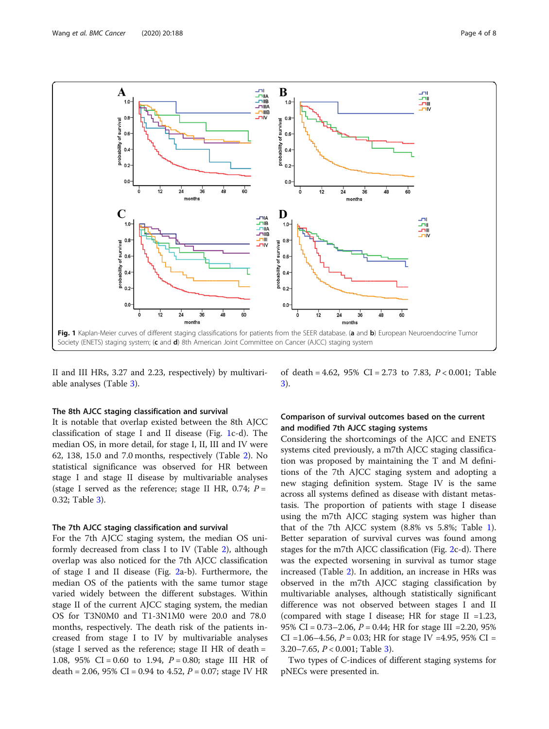**Fig. 1** Kaplan-Meier curves of different staging classifications for patients from the SEER database. (**a** and **b**) European Neuroendocrine Tumor Society (ENETS) staging system; (**c** and **d**) 8th American Joint Committee on Cancer (AJCC) staging system

II and III HRs, 3.27 and 2.23, respectively) by multivariable analyses (Table 3).

### The 8th AJCC staging classification and survival

It is notable that overlap existed between the 8th AJCC classification of stage I and II disease (Fig. 1c-d). The median OS, in more detail, for stage I, II, III and IV were 62, 138, 15.0 and 7.0 months, respectively (Table 2). No statistical significance was observed for HR between stage I and stage II disease by multivariable analyses (stage I served as the reference; stage II HR, 0.74; $P = 0.32$; Table 3).

### The 7th AJCC staging classification and survival

For the 7th AJCC staging system, the median OS uniformly decreased from class I to IV (Table 2), although overlap was also noticed for the 7th AJCC classification of stage I and II disease (Fig. 2a-b). Furthermore, the median OS of the patients with the same tumor stage varied widely between the different substages. Within stage II of the current AJCC staging system, the median OS for T3N0M0 and T1-3N1M0 were 20.0 and 78.0 months, respectively. The death risk of the patients increased from stage I to IV by multivariable analyses (stage I served as the reference; stage II HR of death = 1.08, 95% CI = 0.60 to 1.94, $P = 0.80$; stage III HR of death = 2.06, 95% CI = 0.94 to 4.52, $P = 0.07$; stage IV HR of death = 4.62, 95% CI = 2.73 to 7.83, $P < 0.001$; Table 3).

### Comparison of survival outcomes based on the current and modified 7th AJCC staging systems

Considering the shortcomings of the AJCC and ENETS systems cited previously, a m7th AJCC staging classification was proposed by maintaining the T and M definitions of the 7th AJCC staging system and adopting a new staging definition system. Stage IV is the same across all systems defined as disease with distant metastasis. The proportion of patients with stage I disease using the m7th AJCC staging system was higher than that of the 7th AJCC system (8.8% vs 5.8%; Table 1). Better separation of survival curves was found among stages for the m7th AJCC classification (Fig. 2c-d). There was the expected worsening in survival as tumor stage increased (Table 2). In addition, an increase in HRs was observed in the m7th AJCC staging classification by multivariable analyses, although statistically significant difference was not observed between stages I and II (compared with stage I disease; HR for stage II =1.23, 95% CI = 0.73–2.06, $P = 0.44$; HR for stage III =2.20, 95% CI =1.06–4.56, $P = 0.03$; HR for stage IV =4.95, 95% CI = 3.20–7.65, $P < 0.001$; Table 3).

Two types of C-indices of different staging systems for pNECs were presented in.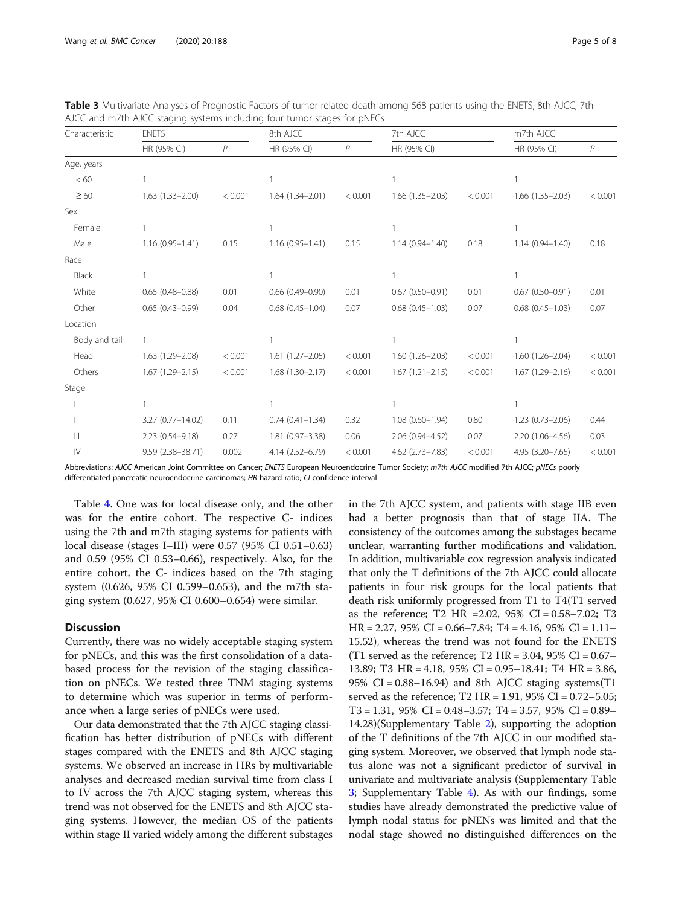**Table 3** Multivariate Analyses of Prognostic Factors of tumor-related death among 568 patients using the ENETS, 8th AJCC, 7th AJCC and m7th AJCC staging systems including four tumor stages for pNECs

| Characteristic | ENETS | | 8th AJCC | | 7th AJCC | | m7th AJCC | |
|---|---|---|---|---|---|---|---|---|
| | HR (95% CI) | *P* | HR (95% CI) | *P* | HR (95% CI) | | HR (95% CI) | *P* |
| Age, years | | | | | | | | |
| < 60 | 1 | | 1 | | 1 | | 1 | |
| ≥ 60 | 1.63 (1.33–2.00) | < 0.001 | 1.64 (1.34–2.01) | < 0.001 | 1.66 (1.35–2.03) | < 0.001 | 1.66 (1.35–2.03) | < 0.001 |
| Sex | | | | | | | | |
| Female | 1 | | 1 | | 1 | | 1 | |
| Male | 1.16 (0.95–1.41) | 0.15 | 1.16 (0.95–1.41) | 0.15 | 1.14 (0.94–1.40) | 0.18 | 1.14 (0.94–1.40) | 0.18 |
| Race | | | | | | | | |
| Black | 1 | | 1 | | 1 | | 1 | |
| White | 0.65 (0.48–0.88) | 0.01 | 0.66 (0.49–0.90) | 0.01 | 0.67 (0.50–0.91) | 0.01 | 0.67 (0.50–0.91) | 0.01 |
| Other | 0.65 (0.43–0.99) | 0.04 | 0.68 (0.45–1.04) | 0.07 | 0.68 (0.45–1.03) | 0.07 | 0.68 (0.45–1.03) | 0.07 |
| Location | | | | | | | | |
| Body and tail | 1 | | 1 | | 1 | | 1 | |
| Head | 1.63 (1.29–2.08) | < 0.001 | 1.61 (1.27–2.05) | < 0.001 | 1.60 (1.26–2.03) | < 0.001 | 1.60 (1.26–2.04) | < 0.001 |
| Others | 1.67 (1.29–2.15) | < 0.001 | 1.68 (1.30–2.17) | < 0.001 | 1.67 (1.21–2.15) | < 0.001 | 1.67 (1.29–2.16) | < 0.001 |
| Stage | | | | | | | | |
| I | 1 | | 1 | | 1 | | 1 | |
| II | 3.27 (0.77–14.02) | 0.11 | 0.74 (0.41–1.34) | 0.32 | 1.08 (0.60–1.94) | 0.80 | 1.23 (0.73–2.06) | 0.44 |
| III | 2.23 (0.54–9.18) | 0.27 | 1.81 (0.97–3.38) | 0.06 | 2.06 (0.94–4.52) | 0.07 | 2.20 (1.06–4.56) | 0.03 |
| IV | 9.59 (2.38–38.71) | 0.002 | 4.14 (2.52–6.79) | < 0.001 | 4.62 (2.73–7.83) | < 0.001 | 4.95 (3.20–7.65) | < 0.001 |

Abbreviations: *AJCC* American Joint Committee on Cancer; *ENETS* European Neuroendocrine Tumor Society; *m7th AJCC* modified 7th AJCC; *pNECs* poorly differentiated pancreatic neuroendocrine carcinomas; *HR* hazard ratio; *CI* confidence interval

Table 4. One was for local disease only, and the other was for the entire cohort. The respective C- indices using the 7th and m7th staging systems for patients with local disease (stages I–III) were 0.57 (95% CI 0.51–0.63) and 0.59 (95% CI 0.53–0.66), respectively. Also, for the entire cohort, the C- indices based on the 7th staging system (0.626, 95% CI 0.599–0.653), and the m7th staging system (0.627, 95% CI 0.600–0.654) were similar.

## Discussion

Currently, there was no widely acceptable staging system for pNECs, and this was the first consolidation of a data-based process for the revision of the staging classification on pNECs. We tested three TNM staging systems to determine which was superior in terms of performance when a large series of pNECs were used.

Our data demonstrated that the 7th AJCC staging classification has better distribution of pNECs with different stages compared with the ENETS and 8th AJCC staging systems. We observed an increase in HRs by multivariable analyses and decreased median survival time from class I to IV across the 7th AJCC staging system, whereas this trend was not observed for the ENETS and 8th AJCC staging systems. However, the median OS of the patients within stage II varied widely among the different substages in the 7th AJCC system, and patients with stage IIB even had a better prognosis than that of stage IIA. The consistency of the outcomes among the substages became unclear, warranting further modifications and validation. In addition, multivariable cox regression analysis indicated that only the T definitions of the 7th AJCC could allocate patients in four risk groups for the local patients that death risk uniformly progressed from T1 to T4(T1 served as the reference; T2 HR =2.02, 95% CI = 0.58–7.02; T3 HR = 2.27, 95% CI = 0.66–7.84; T4 = 4.16, 95% CI = 1.11–15.52), whereas the trend was not found for the ENETS (T1 served as the reference; T2 HR = 3.04, 95% CI = 0.67–13.89; T3 HR = 4.18, 95% CI = 0.95–18.41; T4 HR = 3.86, 95% CI = 0.88–16.94) and 8th AJCC staging systems(T1 served as the reference; T2 HR = 1.91, 95% CI = 0.72–5.05; T3 = 1.31, 95% CI = 0.48–3.57; T4 = 3.57, 95% CI = 0.89–14.28)(Supplementary Table 2), supporting the adoption of the T definitions of the 7th AJCC in our modified staging system. Moreover, we observed that lymph node status alone was not a significant predictor of survival in univariate and multivariate analysis (Supplementary Table 3; Supplementary Table 4). As with our findings, some studies have already demonstrated the predictive value of lymph nodal status for pNENs was limited and that the nodal stage showed no distinguished differences on the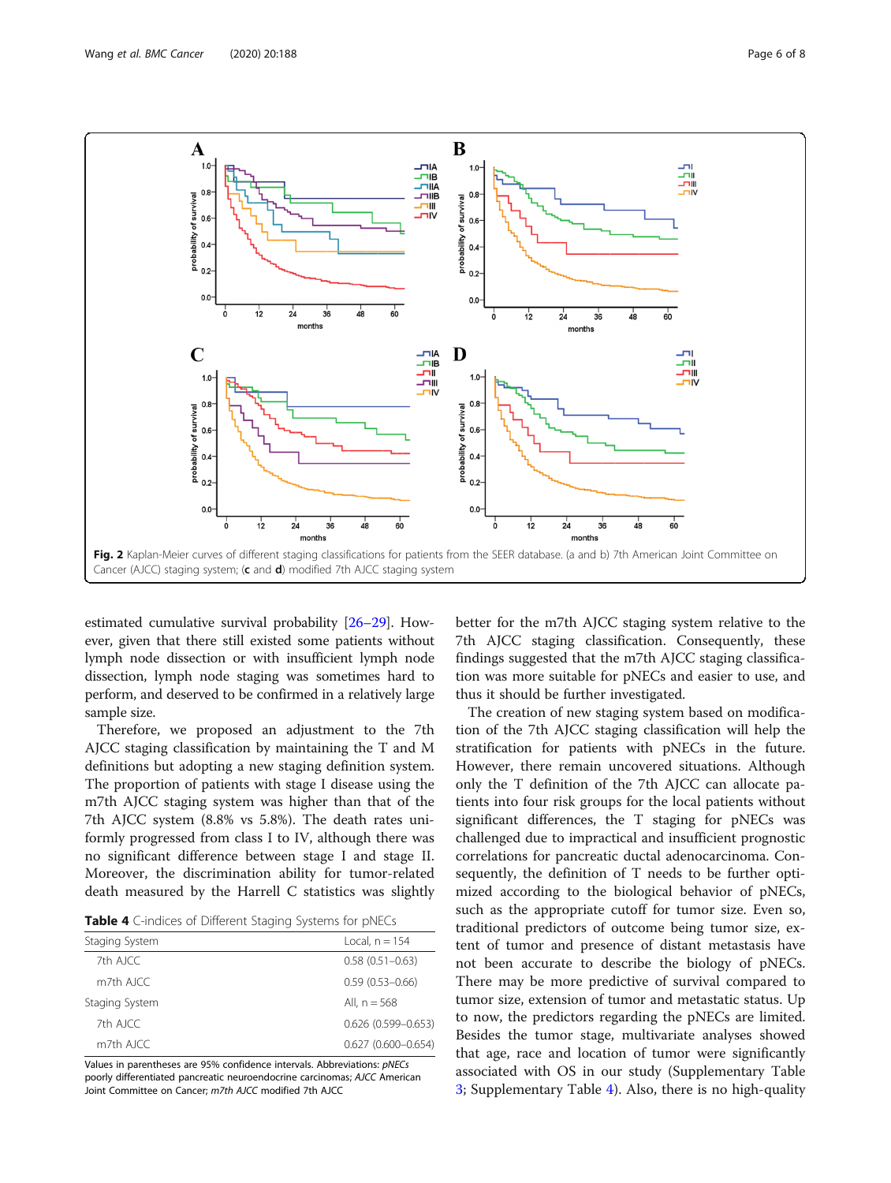**Fig. 2** Kaplan-Meier curves of different staging classifications for patients from the SEER database. (a and b) 7th American Joint Committee on Cancer (AJCC) staging system; (**c** and **d**) modified 7th AJCC staging system

estimated cumulative survival probability [26–29]. However, given that there still existed some patients without lymph node dissection or with insufficient lymph node dissection, lymph node staging was sometimes hard to perform, and deserved to be confirmed in a relatively large sample size.

Therefore, we proposed an adjustment to the 7th AJCC staging classification by maintaining the T and M definitions but adopting a new staging definition system. The proportion of patients with stage I disease using the m7th AJCC staging system was higher than that of the 7th AJCC system (8.8% vs 5.8%). The death rates uniformly progressed from class I to IV, although there was no significant difference between stage I and stage II. Moreover, the discrimination ability for tumor-related death measured by the Harrell C statistics was slightly better for the m7th AJCC staging system relative to the 7th AJCC staging classification. Consequently, these findings suggested that the m7th AJCC staging classification was more suitable for pNECs and easier to use, and thus it should be further investigated.

**Table 4** C-indices of Different Staging Systems for pNECs

| Staging System | Local, n = 154 |
|---|---|
| 7th AJCC | 0.58 (0.51–0.63) |
| m7th AJCC | 0.59 (0.53–0.66) |
| Staging System | All, n = 568 |
| 7th AJCC | 0.626 (0.599–0.653) |
| m7th AJCC | 0.627 (0.600–0.654) |

Values in parentheses are 95% confidence intervals. Abbreviations: *pNECs* poorly differentiated pancreatic neuroendocrine carcinomas; *AJCC* American Joint Committee on Cancer; *m7th AJCC* modified 7th AJCC

The creation of new staging system based on modification of the 7th AJCC staging classification will help the stratification for patients with pNECs in the future. However, there remain uncovered situations. Although only the T definition of the 7th AJCC can allocate patients into four risk groups for the local patients without significant differences, the T staging for pNECs was challenged due to impractical and insufficient prognostic correlations for pancreatic ductal adenocarcinoma. Consequently, the definition of T needs to be further optimized according to the biological behavior of pNECs, such as the appropriate cutoff for tumor size. Even so, traditional predictors of outcome being tumor size, extent of tumor and presence of distant metastasis have not been accurate to describe the biology of pNECs. There may be more predictive of survival compared to tumor size, extension of tumor and metastatic status. Up to now, the predictors regarding the pNECs are limited. Besides the tumor stage, multivariate analyses showed that age, race and location of tumor were significantly associated with OS in our study (Supplementary Table 3; Supplementary Table 4). Also, there is no high-quality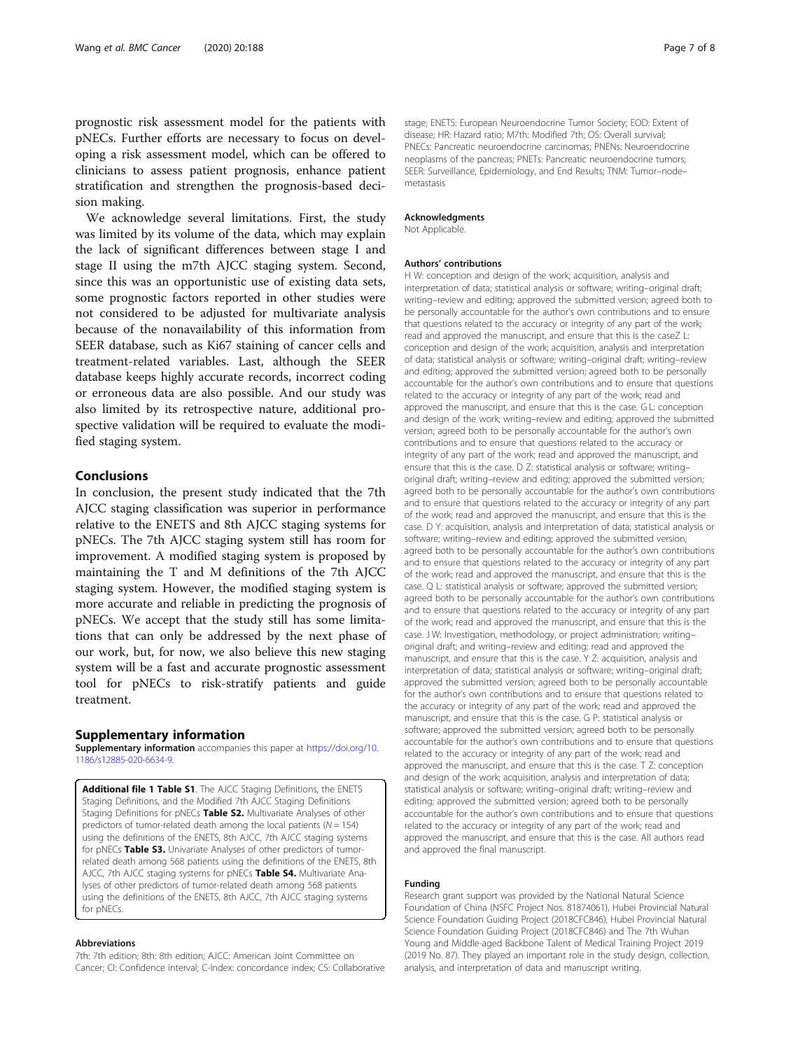prognostic risk assessment model for the patients with pNECs. Further efforts are necessary to focus on developing a risk assessment model, which can be offered to clinicians to assess patient prognosis, enhance patient stratification and strengthen the prognosis-based decision making.

We acknowledge several limitations. First, the study was limited by its volume of the data, which may explain the lack of significant differences between stage I and stage II using the m7th AJCC staging system. Second, since this was an opportunistic use of existing data sets, some prognostic factors reported in other studies were not considered to be adjusted for multivariate analysis because of the nonavailability of this information from SEER database, such as Ki67 staining of cancer cells and treatment-related variables. Last, although the SEER database keeps highly accurate records, incorrect coding or erroneous data are also possible. And our study was also limited by its retrospective nature, additional prospective validation will be required to evaluate the modified staging system.

## Conclusions

In conclusion, the present study indicated that the 7th AJCC staging classification was superior in performance relative to the ENETS and 8th AJCC staging systems for pNECs. The 7th AJCC staging system still has room for improvement. A modified staging system is proposed by maintaining the T and M definitions of the 7th AJCC staging system. However, the modified staging system is more accurate and reliable in predicting the prognosis of pNECs. We accept that the study still has some limitations that can only be addressed by the next phase of our work, but, for now, we also believe this new staging system will be a fast and accurate prognostic assessment tool for pNECs to risk-stratify patients and guide treatment.

## Supplementary information

**Supplementary information** accompanies this paper at https://doi.org/10.1186/s12885-020-6634-9.

**Additional file 1 Table S1**. The AJCC Staging Definitions, the ENETS Staging Definitions, and the Modified 7th AJCC Staging Definitions Staging Definitions for pNECs **Table S2.** Multivariate Analyses of other predictors of tumor-related death among the local patients ($N = 154$) using the definitions of the ENETS, 8th AJCC, 7th AJCC staging systems for pNECs **Table S3.** Univariate Analyses of other predictors of tumor-related death among 568 patients using the definitions of the ENETS, 8th AJCC, 7th AJCC staging systems for pNECs **Table S4.** Multivariate Analyses of other predictors of tumor-related death among 568 patients using the definitions of the ENETS, 8th AJCC, 7th AJCC staging systems for pNECs.

### Abbreviations

7th: 7th edition; 8th: 8th edition; AJCC: American Joint Committee on Cancer; CI: Confidence interval; C-Index: concordance index; CS: Collaborative stage; ENETS: European Neuroendocrine Tumor Society; EOD: Extent of disease; HR: Hazard ratio; M7th: Modified 7th; OS: Overall survival; PNECs: Pancreatic neuroendocrine carcinomas; PNENs: Neuroendocrine neoplasms of the pancreas; PNETs: Pancreatic neuroendocrine tumors; SEER: Surveillance, Epidemiology, and End Results; TNM: Tumor–node–metastasis

### Acknowledgments

Not Applicable.

### Authors' contributions

H W: conception and design of the work; acquisition, analysis and interpretation of data; statistical analysis or software; writing–original draft; writing–review and editing; approved the submitted version; agreed both to be personally accountable for the author's own contributions and to ensure that questions related to the accuracy or integrity of any part of the work; read and approved the manuscript, and ensure that this is the caseZ L: conception and design of the work; acquisition, analysis and interpretation of data; statistical analysis or software; writing–original draft; writing–review and editing; approved the submitted version; agreed both to be personally accountable for the author's own contributions and to ensure that questions related to the accuracy or integrity of any part of the work; read and approved the manuscript, and ensure that this is the case. G L: conception and design of the work; writing–review and editing; approved the submitted version; agreed both to be personally accountable for the author's own contributions and to ensure that questions related to the accuracy or integrity of any part of the work; read and approved the manuscript, and ensure that this is the case. D Z: statistical analysis or software; writing–original draft; writing–review and editing; approved the submitted version; agreed both to be personally accountable for the author's own contributions and to ensure that questions related to the accuracy or integrity of any part of the work; read and approved the manuscript, and ensure that this is the case. D Y: acquisition, analysis and interpretation of data; statistical analysis or software; writing–review and editing; approved the submitted version; agreed both to be personally accountable for the author's own contributions and to ensure that questions related to the accuracy or integrity of any part of the work; read and approved the manuscript, and ensure that this is the case. Q L: statistical analysis or software; approved the submitted version; agreed both to be personally accountable for the author's own contributions and to ensure that questions related to the accuracy or integrity of any part of the work; read and approved the manuscript, and ensure that this is the case. J W: Investigation, methodology, or project administration; writing–original draft; and writing–review and editing; read and approved the manuscript, and ensure that this is the case. Y Z: acquisition, analysis and interpretation of data; statistical analysis or software; writing–original draft; approved the submitted version; agreed both to be personally accountable for the author's own contributions and to ensure that questions related to the accuracy or integrity of any part of the work; read and approved the manuscript, and ensure that this is the case. G P: statistical analysis or software; approved the submitted version; agreed both to be personally accountable for the author's own contributions and to ensure that questions related to the accuracy or integrity of any part of the work; read and approved the manuscript, and ensure that this is the case. T Z: conception and design of the work; acquisition, analysis and interpretation of data; statistical analysis or software; writing–original draft; writing–review and editing; approved the submitted version; agreed both to be personally accountable for the author's own contributions and to ensure that questions related to the accuracy or integrity of any part of the work; read and approved the manuscript, and ensure that this is the case. All authors read and approved the final manuscript.

### Funding

Research grant support was provided by the National Natural Science Foundation of China (NSFC Project Nos. 81874061), Hubei Provincial Natural Science Foundation Guiding Project (2018CFC846), Hubei Provincial Natural Science Foundation Guiding Project (2018CFC846) and The 7th Wuhan Young and Middle-aged Backbone Talent of Medical Training Project 2019 (2019 No. 87). They played an important role in the study design, collection, analysis, and interpretation of data and manuscript writing.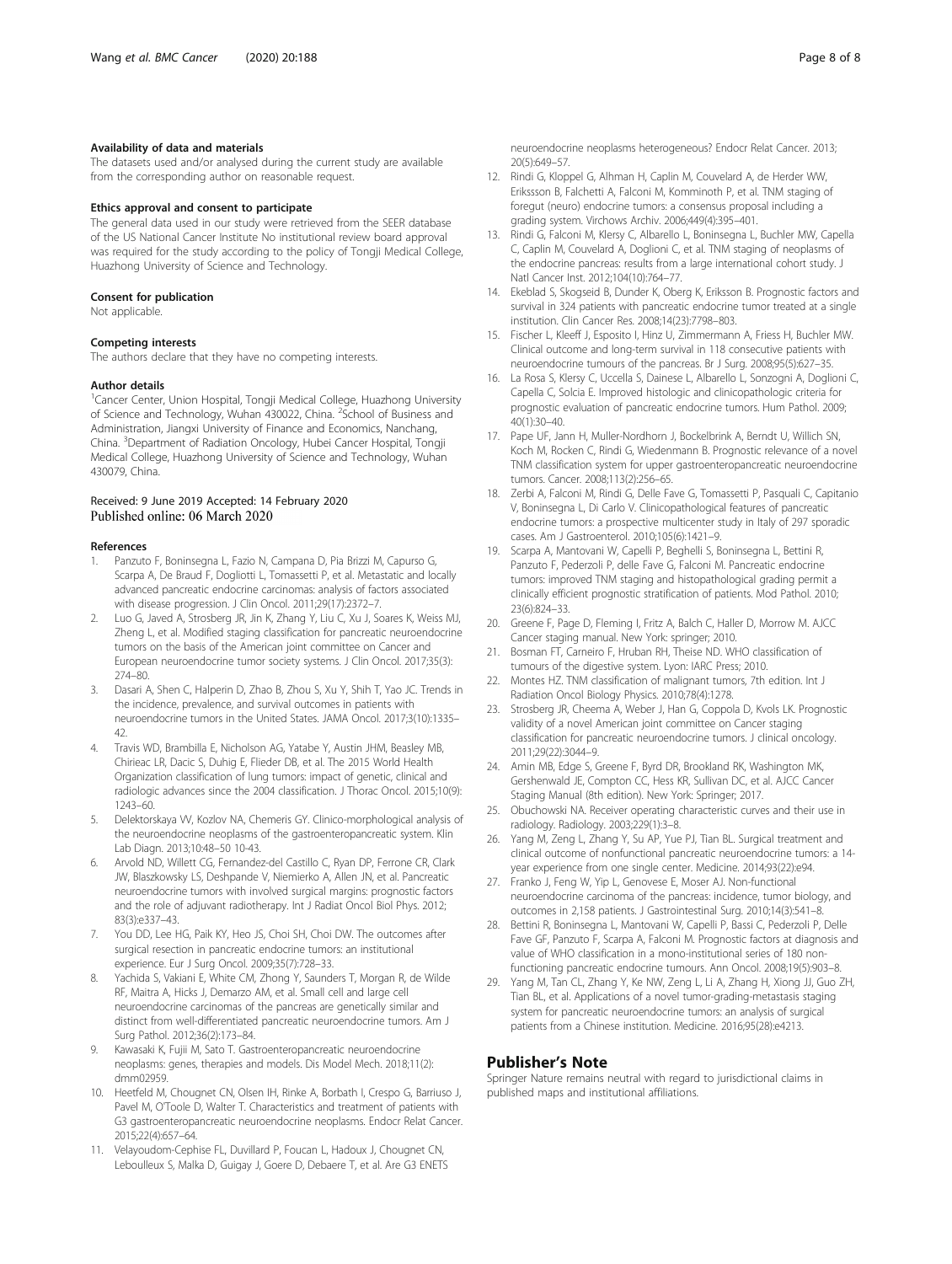#### Availability of data and materials

The datasets used and/or analysed during the current study are available from the corresponding author on reasonable request.

#### Ethics approval and consent to participate

The general data used in our study were retrieved from the SEER database of the US National Cancer Institute No institutional review board approval was required for the study according to the policy of Tongji Medical College, Huazhong University of Science and Technology.

#### Consent for publication

Not applicable.

#### Competing interests

The authors declare that they have no competing interests.

#### Author details

[1]Cancer Center, Union Hospital, Tongji Medical College, Huazhong University of Science and Technology, Wuhan 430022, China. [2]School of Business and Administration, Jiangxi University of Finance and Economics, Nanchang, China. [3]Department of Radiation Oncology, Hubei Cancer Hospital, Tongji Medical College, Huazhong University of Science and Technology, Wuhan 430079, China.

Received: 9 June 2019 Accepted: 14 February 2020
Published online: 06 March 2020

#### References

1. Panzuto F, Boninsegna L, Fazio N, Campana D, Pia Brizzi M, Capurso G, Scarpa A, De Braud F, Dogliotti L, Tomassetti P, et al. Metastatic and locally advanced pancreatic endocrine carcinomas: analysis of factors associated with disease progression. J Clin Oncol. 2011;29(17):2372–7.
2. Luo G, Javed A, Strosberg JR, Jin K, Zhang Y, Liu C, Xu J, Soares K, Weiss MJ, Zheng L, et al. Modified staging classification for pancreatic neuroendocrine tumors on the basis of the American joint committee on Cancer and European neuroendocrine tumor society systems. J Clin Oncol. 2017;35(3): 274–80.
3. Dasari A, Shen C, Halperin D, Zhao B, Zhou S, Xu Y, Shih T, Yao JC. Trends in the incidence, prevalence, and survival outcomes in patients with neuroendocrine tumors in the United States. JAMA Oncol. 2017;3(10):1335–42.
4. Travis WD, Brambilla E, Nicholson AG, Yatabe Y, Austin JHM, Beasley MB, Chirieac LR, Dacic S, Duhig E, Flieder DB, et al. The 2015 World Health Organization classification of lung tumors: impact of genetic, clinical and radiologic advances since the 2004 classification. J Thorac Oncol. 2015;10(9): 1243–60.
5. Delektorskaya VV, Kozlov NA, Chemeris GY. Clinico-morphological analysis of the neuroendocrine neoplasms of the gastroenteropancreatic system. Klin Lab Diagn. 2013;10:48–50 10-43.
6. Arvold ND, Willett CG, Fernandez-del Castillo C, Ryan DP, Ferrone CR, Clark JW, Blaszkowsky LS, Deshpande V, Niemierko A, Allen JN, et al. Pancreatic neuroendocrine tumors with involved surgical margins: prognostic factors and the role of adjuvant radiotherapy. Int J Radiat Oncol Biol Phys. 2012; 83(3):e337–43.
7. You DD, Lee HG, Paik KY, Heo JS, Choi SH, Choi DW. The outcomes after surgical resection in pancreatic endocrine tumors: an institutional experience. Eur J Surg Oncol. 2009;35(7):728–33.
8. Yachida S, Vakiani E, White CM, Zhong Y, Saunders T, Morgan R, de Wilde RF, Maitra A, Hicks J, Demarzo AM, et al. Small cell and large cell neuroendocrine carcinomas of the pancreas are genetically similar and distinct from well-differentiated pancreatic neuroendocrine tumors. Am J Surg Pathol. 2012;36(2):173–84.
9. Kawasaki K, Fujii M, Sato T. Gastroenteropancreatic neuroendocrine neoplasms: genes, therapies and models. Dis Model Mech. 2018;11(2): dmm02959.
10. Heetfeld M, Chougnet CN, Olsen IH, Rinke A, Borbath I, Crespo G, Barriuso J, Pavel M, O'Toole D, Walter T. Characteristics and treatment of patients with G3 gastroenteropancreatic neuroendocrine neoplasms. Endocr Relat Cancer. 2015;22(4):657–64.
11. Velayoudom-Cephise FL, Duvillard P, Foucan L, Hadoux J, Chougnet CN, Leboulleux S, Malka D, Guigay J, Goere D, Debaere T, et al. Are G3 ENETS neuroendocrine neoplasms heterogeneous? Endocr Relat Cancer. 2013; 20(5):649–57.
12. Rindi G, Kloppel G, Alhman H, Caplin M, Couvelard A, de Herder WW, Erikssson B, Falchetti A, Falconi M, Komminoth P, et al. TNM staging of foregut (neuro) endocrine tumors: a consensus proposal including a grading system. Virchows Archiv. 2006;449(4):395–401.
13. Rindi G, Falconi M, Klersy C, Albarello L, Boninsegna L, Buchler MW, Capella C, Caplin M, Couvelard A, Doglioni C, et al. TNM staging of neoplasms of the endocrine pancreas: results from a large international cohort study. J Natl Cancer Inst. 2012;104(10):764–77.
14. Ekeblad S, Skogseid B, Dunder K, Oberg K, Eriksson B. Prognostic factors and survival in 324 patients with pancreatic endocrine tumor treated at a single institution. Clin Cancer Res. 2008;14(23):7798–803.
15. Fischer L, Kleeff J, Esposito I, Hinz U, Zimmermann A, Friess H, Buchler MW. Clinical outcome and long-term survival in 118 consecutive patients with neuroendocrine tumours of the pancreas. Br J Surg. 2008;95(5):627–35.
16. La Rosa S, Klersy C, Uccella S, Dainese L, Albarello L, Sonzogni A, Doglioni C, Capella C, Solcia E. Improved histologic and clinicopathologic criteria for prognostic evaluation of pancreatic endocrine tumors. Hum Pathol. 2009; 40(1):30–40.
17. Pape UF, Jann H, Muller-Nordhorn J, Bockelbrink A, Berndt U, Willich SN, Koch M, Rocken C, Rindi G, Wiedenmann B. Prognostic relevance of a novel TNM classification system for upper gastroenteropancreatic neuroendocrine tumors. Cancer. 2008;113(2):256–65.
18. Zerbi A, Falconi M, Rindi G, Delle Fave G, Tomassetti P, Pasquali C, Capitanio V, Boninsegna L, Di Carlo V. Clinicopathological features of pancreatic endocrine tumors: a prospective multicenter study in Italy of 297 sporadic cases. Am J Gastroenterol. 2010;105(6):1421–9.
19. Scarpa A, Mantovani W, Capelli P, Beghelli S, Boninsegna L, Bettini R, Panzuto F, Pederzoli P, delle Fave G, Falconi M. Pancreatic endocrine tumors: improved TNM staging and histopathological grading permit a clinically efficient prognostic stratification of patients. Mod Pathol. 2010; 23(6):824–33.
20. Greene F, Page D, Fleming I, Fritz A, Balch C, Haller D, Morrow M. AJCC Cancer staging manual. New York: springer; 2010.
21. Bosman FT, Carneiro F, Hruban RH, Theise ND. WHO classification of tumours of the digestive system. Lyon: IARC Press; 2010.
22. Montes HZ. TNM classification of malignant tumors, 7th edition. Int J Radiation Oncol Biology Physics. 2010;78(4):1278.
23. Strosberg JR, Cheema A, Weber J, Han G, Coppola D, Kvols LK. Prognostic validity of a novel American joint committee on Cancer staging classification for pancreatic neuroendocrine tumors. J clinical oncology. 2011;29(22):3044–9.
24. Amin MB, Edge S, Greene F, Byrd DR, Brookland RK, Washington MK, Gershenwald JE, Compton CC, Hess KR, Sullivan DC, et al. AJCC Cancer Staging Manual (8th edition). New York: Springer; 2017.
25. Obuchowski NA. Receiver operating characteristic curves and their use in radiology. Radiology. 2003;229(1):3–8.
26. Yang M, Zeng L, Zhang Y, Su AP, Yue PJ, Tian BL. Surgical treatment and clinical outcome of nonfunctional pancreatic neuroendocrine tumors: a 14-year experience from one single center. Medicine. 2014;93(22):e94.
27. Franko J, Feng W, Yip L, Genovese E, Moser AJ. Non-functional neuroendocrine carcinoma of the pancreas: incidence, tumor biology, and outcomes in 2,158 patients. J Gastrointestinal Surg. 2010;14(3):541–8.
28. Bettini R, Boninsegna L, Mantovani W, Capelli P, Bassi C, Pederzoli P, Delle Fave GF, Panzuto F, Scarpa A, Falconi M. Prognostic factors at diagnosis and value of WHO classification in a mono-institutional series of 180 non-functioning pancreatic endocrine tumours. Ann Oncol. 2008;19(5):903–8.
29. Yang M, Tan CL, Zhang Y, Ke NW, Zeng L, Li A, Zhang H, Xiong JJ, Guo ZH, Tian BL, et al. Applications of a novel tumor-grading-metastasis staging system for pancreatic neuroendocrine tumors: an analysis of surgical patients from a Chinese institution. Medicine. 2016;95(28):e4213.

## Publisher's Note

Springer Nature remains neutral with regard to jurisdictional claims in published maps and institutional affiliations.